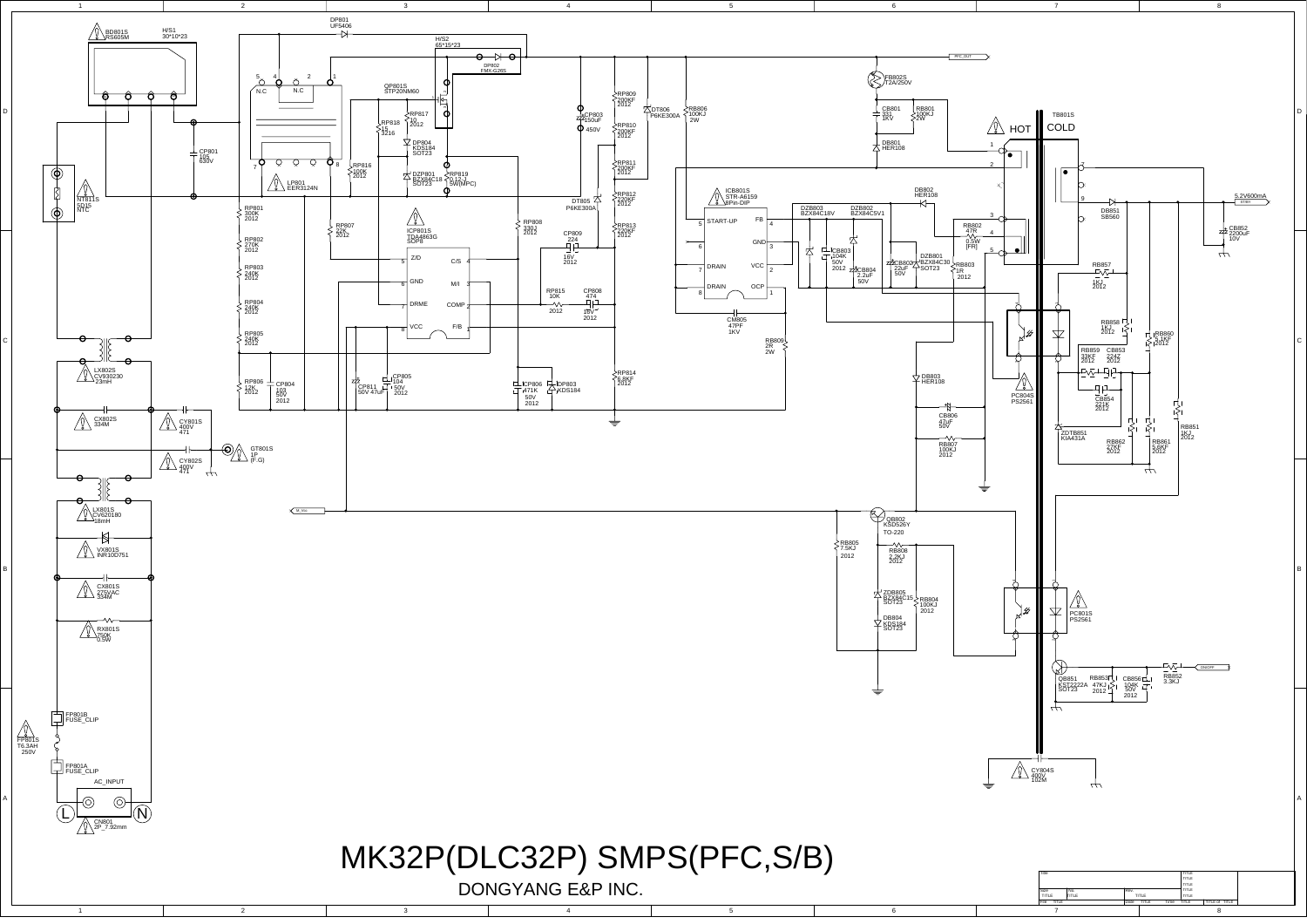# MK32P(DLC32P) SMPS(PFC,S/B)

DONGYANG E&P INC.

BD801S RS605M
H/S1 30*10*23
DP801 UF5406
H/S2 65*15*23
DP802 FMX-G26S
QP801S STP20NM60
RP809 200KF 2012
DT806 P6KE300A
RB806 100KJ 2W
FB802S T2A/250V
PFC_OUT
CB801 331 1KV
RB801 100KJ 2W
HOT
COLD
TB801S
CP801 105 630V
NT811S SD15 NTC
LP801 EER3124N
RP818 15 3216
RP817 10 2012
CP803 150uF 450V
RP810 200KF 2012
DP804 KDS184 SOT23
RP816 100K 2012
DZP801 BZX84C18 SOT23
RP819 0.12 1.5W(MPC)
RP811 200KF 2012
DB801 HER108
RP801 300K 2012
RP807 22K 2012
ICP801S TDA4863G SOP8
RP808 330J 2012
DT805 P6KE300A
RP812 220KF 2012
ICB801S STR-A6159 8Pin-DIP
DZB803 BZX84C18V
DZB802 BZX84C5V1
DB802 HER108
DB851 SB560
5.2V600mA STBY
CB852 2200uF 10V
RP802 270K 2012
CP809 224 16V 2012
RP813 220KF 2012
START-UP FB GND DRAIN VCC DRAIN OCP
CB803 104K 50V 2012
RB802 47R 0.5W [FR]
CB802 22uF 50V
CB804 2.2uF 50V
DZB801 BZX84C30 SOT23
RB803 1R 2012
RB857 1KJ 2012
RP803 240K 2012
Z/D C/S GND M/I DRME COMP VCC F/B
RP815 10K 2012
CP808 474 16V 2012
RP804 240K 2012
CM805 47PF 1KV
RB809 2R 2W
RB858 1KJ 2012
RB860 5.1KF 2012
RP805 240K 2012
RB859 33KF 2012
CB853 2242 2012
LX802S CV930230 23mH
RP806 12K 2012
CP804 103 50V 2012
CP805 104 50V 2012
CP811 50V 47uF
CP806 471K 50V 2012
DP803 KDS184
RP814 6.8KF 2012
DB803 HER108
PC804S PS2561
CB854 221K 2012
CX802S 334M
CY801S 400V 471
CB806 47uF 50V
ZDTB851 KIA431A
RB862 27KF 2012
RB861 5.6KF 2012
RB851 1KJ 2012
GT801S 1P (F.G)
RB807 100KJ 2012
CY802S 400V 471
M_Vcc
LX801S CV620180 18mH
QB802 KSD526Y TO-220
VX801S INR10D751
RB805 7.5KJ 2012
RB808 2.2KJ 2012
CX801S 275VAC 334M
ZDB805 BZX84C15 SOT23
RB804 100KJ 2012
PC801S PS2561
RX801S 750K 0.5W
DB804 KDS184 SOT23
QB851 KST2222A SOT23
RB853 47KJ 2012
CB856 104K 50V 2012
RB852 3.3KJ
ON/OFF
FP801B FUSE_CLIP
FP801S T6.3AH 250V
FP801A FUSE_CLIP
AC_INPUT
CN801 2P_7.92mm
CY804S 400V 102M
N.C N.C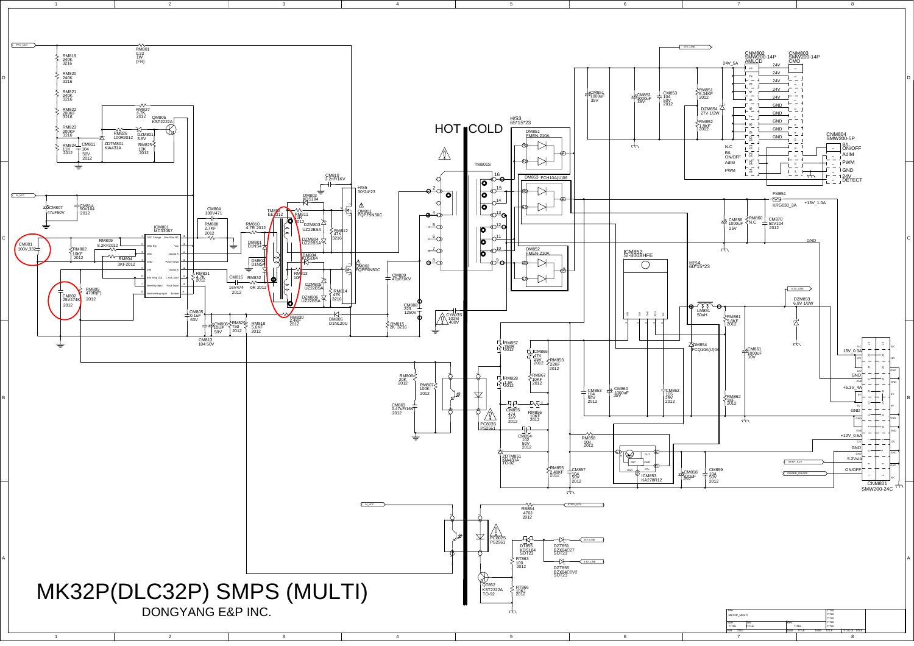# MK32P(DLC32P) SMPS (MULTI)

DONGYANG E&P INC.

PFC_OUT

RM801
0.22
1W
[FR]

RM819
240K
3216

RM820
240K
3216

RM821
240K
3216

RM822
200KF
3216

RM823
200KF
3216

RM824
11K
2012

CM811
104
50V
2012

ZDTM801
KIA431A

RM827
4.7K
2012

QM805
KST2222A

RM826
100R2012

DZM801
3.6V

RM825
10K
2012

M_VCC

CM807
47uF50V

CM814
50V104
2012

CM801
100V,332

RM802
10KF
2012

RM809
8.2KF2012

RM804
3KF2012

CM802
25V474K
2012

RM805
470R(F)
2012

CM804
100V471

RM808
2.7KF
2012

RM810
4.7R 2012

ICM801
MC33067

OSC Charge, Over Vlat RC, OSC RC, Vcc, OSC, Output A, GND, Power GND, Vref, Output B, Error Amp Out, C soft_start, Inverting Input, Fault Input, Noninverting Input, Enable

RM831
4.7K
2012

CM815
16V474

RM832
0R 2012

CM805
0.1uF
63V

CM806
10UF
50V

RM829
750
2012

RM818
5.6KF
2012

CM813
104 50V

TM802
EE3312

DM801
D1NS4

DM802
D1NS4

DM803
KDS184

RM811
10R
2012

DZM803
UZ22BSA

DZM804
UZ22BSA

RM812
47K
3216

DM804
KDS184

RM813
10R

DZM805
UZ22BSA

DZM806
UZ22BSA

RM814
47K
3216

RM830
2.4KF
2012

DM805
D1NL20U

QM801
FQPF9N50C

QM802
FQPF9N50C

CM810
2.2nF/1KV

H/S5
30*24*23

CM809
47pF/1KV

CM808
222
1250V

RM815
2K 3216

CY803S
102M
400V

HOT | COLD

TM801S

H/S3
65*15*23

DM851
FMEN-210A

DM853 FCH10A(U)06

DM852
FMEN-210A

24V_LINE

CM851
1000uF
35V

CM852
1000uF
35V

CM853
104
50V
2012

RM851
6.34KF
2012

DZM854
27V 1/2W

RM852
1.8KF
2012

CNM802
SMW200-14P
AMLCD

CNM803
SMW200-14P
CMO

24V_5A

24V, 24V, 24V, 24V, 24V, GND, GND, GND, GND, GND, N.C, B/L ON/OFF, AdIM, PWM

CNM804
SMW200-5P

B/L ON/OFF, AdIM, PWM, GND, 24V DETECT

FM851
KRG030_3A

+13V_1.0A

CM856
1000uF
25V

RM860
N.C

CM870
50V104
2012

GND

ICM852
SI-8008HFE

H/S4
60*15*23

LM851
50uH

5.3V_LINE

DZM853
6.8V 1/2W

RM861
5.6KF
2012

DM854
FCQ10A(U)04

CM861
1000uF
10V

RM862
1KF
2012

CM863
104
50V
2012

CM860
1000uF
35V

CM862
105
25V
2012

RM857
750R
2012

ICM865
474
25V
2012

RM853
22KF
2012

RM806
20K
2012

RM807
100K
2012

CM803
0.47uF/16V
2012

RM828
1.5K
2012

RM867
10KF
2012

CM855
474
16V
2012

RM856
10KF
2012

PC803S
PS2561

CM854
102
50V
2012

ZDTM851
KIA431A
TO-92

RM858
10K
2012

RM855
2.49KF
2012

CM857
104
50V
2012

ICM853
KA278R12

CM858
470uF
25V

CM859
104
50V
2012

STBY_5.2V

POWER_ON/OFF

CNM801
SMW200-24C

N.C, 13V_0.3A, 13V, 12V, GND, GND, +5.3V_4A, 5V, 5V, GND, GND, GND, +12V_0.5A, 12V, GND, GND, 5.2Vstb, ON/OFF, N.C

M_VCC

RB854
470J
2012

STBY_5.2V

PC802S
PS2561

DT855
KDS184
SOT23

DZT851
BZX84C27
SOT23

24V_LINE

RT863
100
2012

DZT855
BZX84C6V2
SOT23

5.3V_LINE

QT852
KST2222A
TO-92

RT866
10KJ
2012

MK32P_MULTI